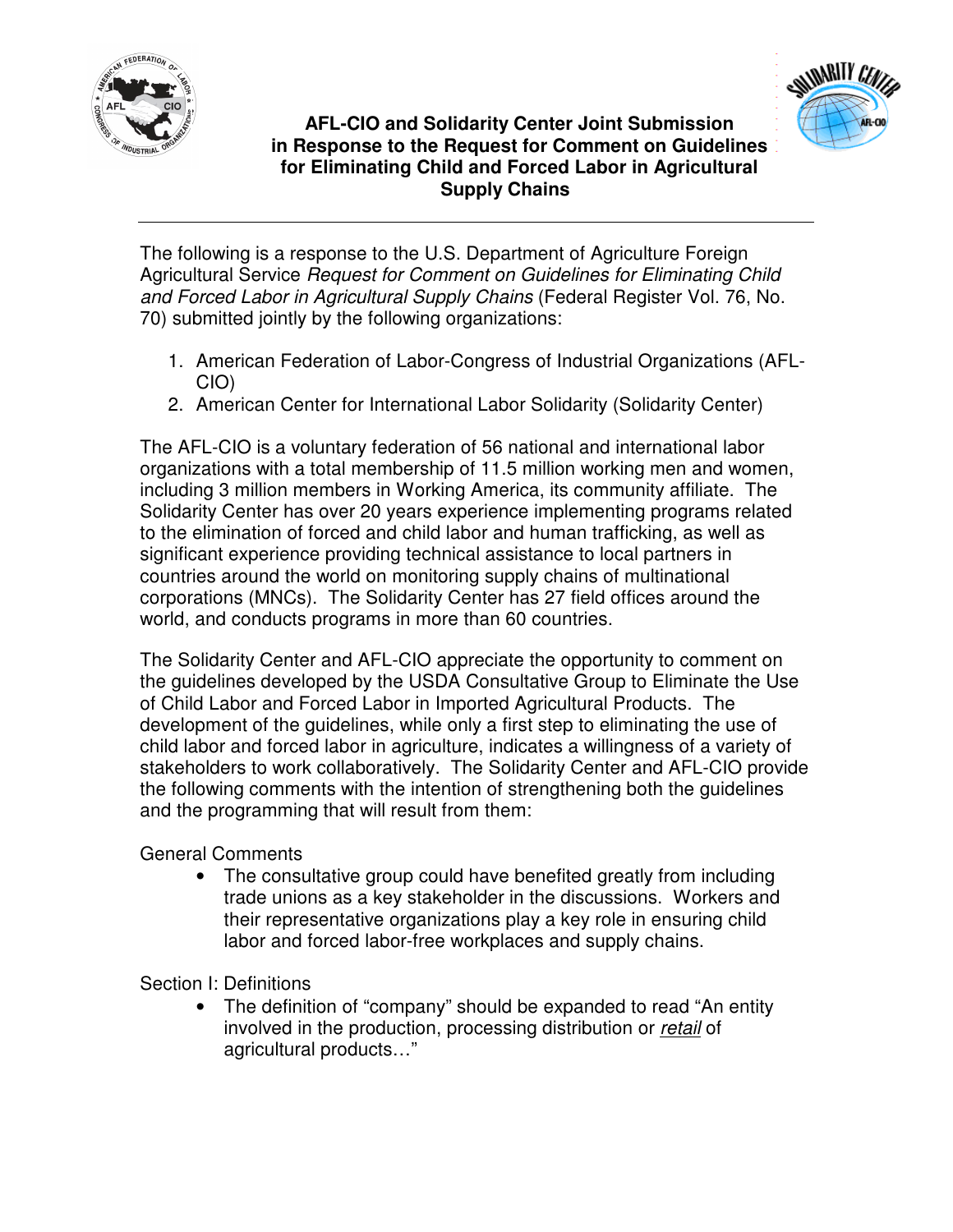# AFL-CIO and Solidarity Center Joint Submission in Response to the Request for Comment on Guidelines for Eliminating Child and Forced Labor in Agricultural Supply Chains

The following is a response to the U.S. Department of Agriculture Foreign Agricultural Service *Request for Comment on Guidelines for Eliminating Child and Forced Labor in Agricultural Supply Chains* (Federal Register Vol. 76, No. 70) submitted jointly by the following organizations:

1. American Federation of Labor-Congress of Industrial Organizations (AFL-CIO)
2. American Center for International Labor Solidarity (Solidarity Center)

The AFL-CIO is a voluntary federation of 56 national and international labor organizations with a total membership of 11.5 million working men and women, including 3 million members in Working America, its community affiliate. The Solidarity Center has over 20 years experience implementing programs related to the elimination of forced and child labor and human trafficking, as well as significant experience providing technical assistance to local partners in countries around the world on monitoring supply chains of multinational corporations (MNCs). The Solidarity Center has 27 field offices around the world, and conducts programs in more than 60 countries.

The Solidarity Center and AFL-CIO appreciate the opportunity to comment on the guidelines developed by the USDA Consultative Group to Eliminate the Use of Child Labor and Forced Labor in Imported Agricultural Products. The development of the guidelines, while only a first step to eliminating the use of child labor and forced labor in agriculture, indicates a willingness of a variety of stakeholders to work collaboratively. The Solidarity Center and AFL-CIO provide the following comments with the intention of strengthening both the guidelines and the programming that will result from them:

General Comments

- The consultative group could have benefited greatly from including trade unions as a key stakeholder in the discussions. Workers and their representative organizations play a key role in ensuring child labor and forced labor-free workplaces and supply chains.

Section I: Definitions

- The definition of "company" should be expanded to read "An entity involved in the production, processing distribution or *retail* of agricultural products…"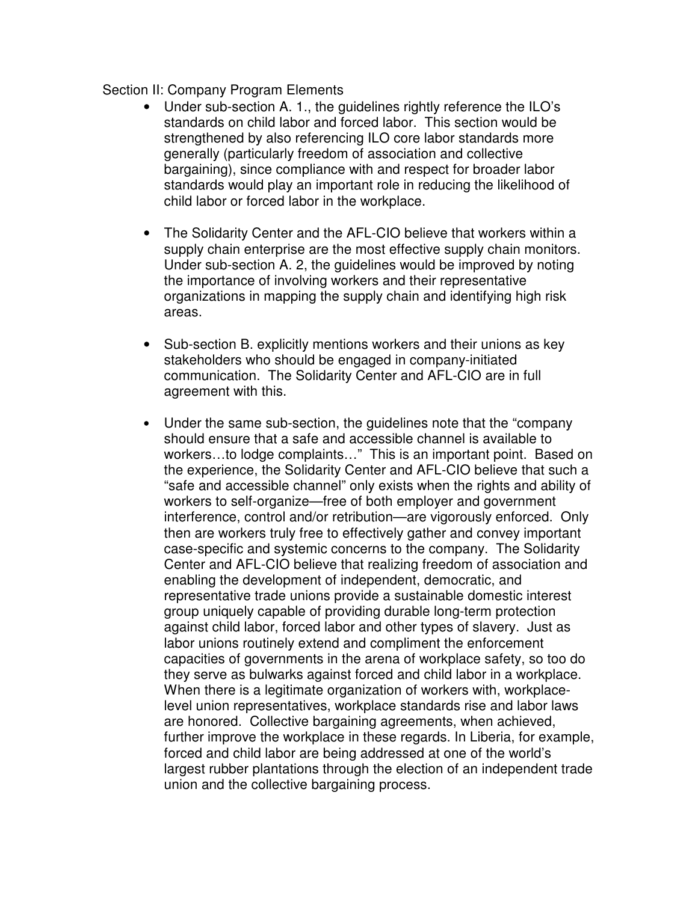Section II: Company Program Elements

- Under sub-section A. 1., the guidelines rightly reference the ILO's standards on child labor and forced labor. This section would be strengthened by also referencing ILO core labor standards more generally (particularly freedom of association and collective bargaining), since compliance with and respect for broader labor standards would play an important role in reducing the likelihood of child labor or forced labor in the workplace.

- The Solidarity Center and the AFL-CIO believe that workers within a supply chain enterprise are the most effective supply chain monitors. Under sub-section A. 2, the guidelines would be improved by noting the importance of involving workers and their representative organizations in mapping the supply chain and identifying high risk areas.

- Sub-section B. explicitly mentions workers and their unions as key stakeholders who should be engaged in company-initiated communication. The Solidarity Center and AFL-CIO are in full agreement with this.

- Under the same sub-section, the guidelines note that the "company should ensure that a safe and accessible channel is available to workers…to lodge complaints…" This is an important point. Based on the experience, the Solidarity Center and AFL-CIO believe that such a "safe and accessible channel" only exists when the rights and ability of workers to self-organize—free of both employer and government interference, control and/or retribution—are vigorously enforced. Only then are workers truly free to effectively gather and convey important case-specific and systemic concerns to the company. The Solidarity Center and AFL-CIO believe that realizing freedom of association and enabling the development of independent, democratic, and representative trade unions provide a sustainable domestic interest group uniquely capable of providing durable long-term protection against child labor, forced labor and other types of slavery. Just as labor unions routinely extend and compliment the enforcement capacities of governments in the arena of workplace safety, so too do they serve as bulwarks against forced and child labor in a workplace. When there is a legitimate organization of workers with, workplace-level union representatives, workplace standards rise and labor laws are honored. Collective bargaining agreements, when achieved, further improve the workplace in these regards. In Liberia, for example, forced and child labor are being addressed at one of the world's largest rubber plantations through the election of an independent trade union and the collective bargaining process.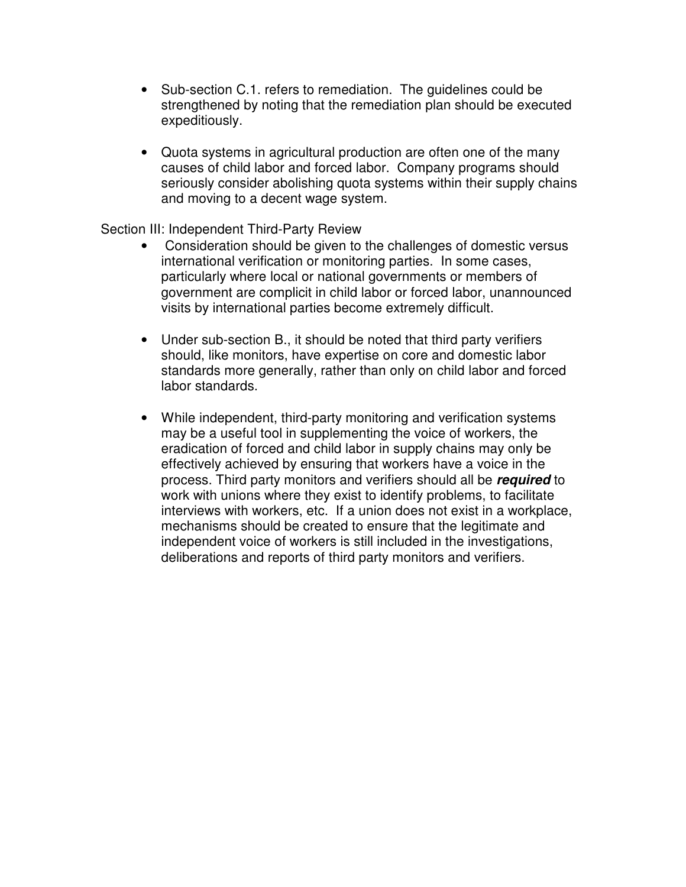- Sub-section C.1. refers to remediation. The guidelines could be strengthened by noting that the remediation plan should be executed expeditiously.

- Quota systems in agricultural production are often one of the many causes of child labor and forced labor. Company programs should seriously consider abolishing quota systems within their supply chains and moving to a decent wage system.

Section III: Independent Third-Party Review

- Consideration should be given to the challenges of domestic versus international verification or monitoring parties. In some cases, particularly where local or national governments or members of government are complicit in child labor or forced labor, unannounced visits by international parties become extremely difficult.

- Under sub-section B., it should be noted that third party verifiers should, like monitors, have expertise on core and domestic labor standards more generally, rather than only on child labor and forced labor standards.

- While independent, third-party monitoring and verification systems may be a useful tool in supplementing the voice of workers, the eradication of forced and child labor in supply chains may only be effectively achieved by ensuring that workers have a voice in the process. Third party monitors and verifiers should all be ***required*** to work with unions where they exist to identify problems, to facilitate interviews with workers, etc. If a union does not exist in a workplace, mechanisms should be created to ensure that the legitimate and independent voice of workers is still included in the investigations, deliberations and reports of third party monitors and verifiers.